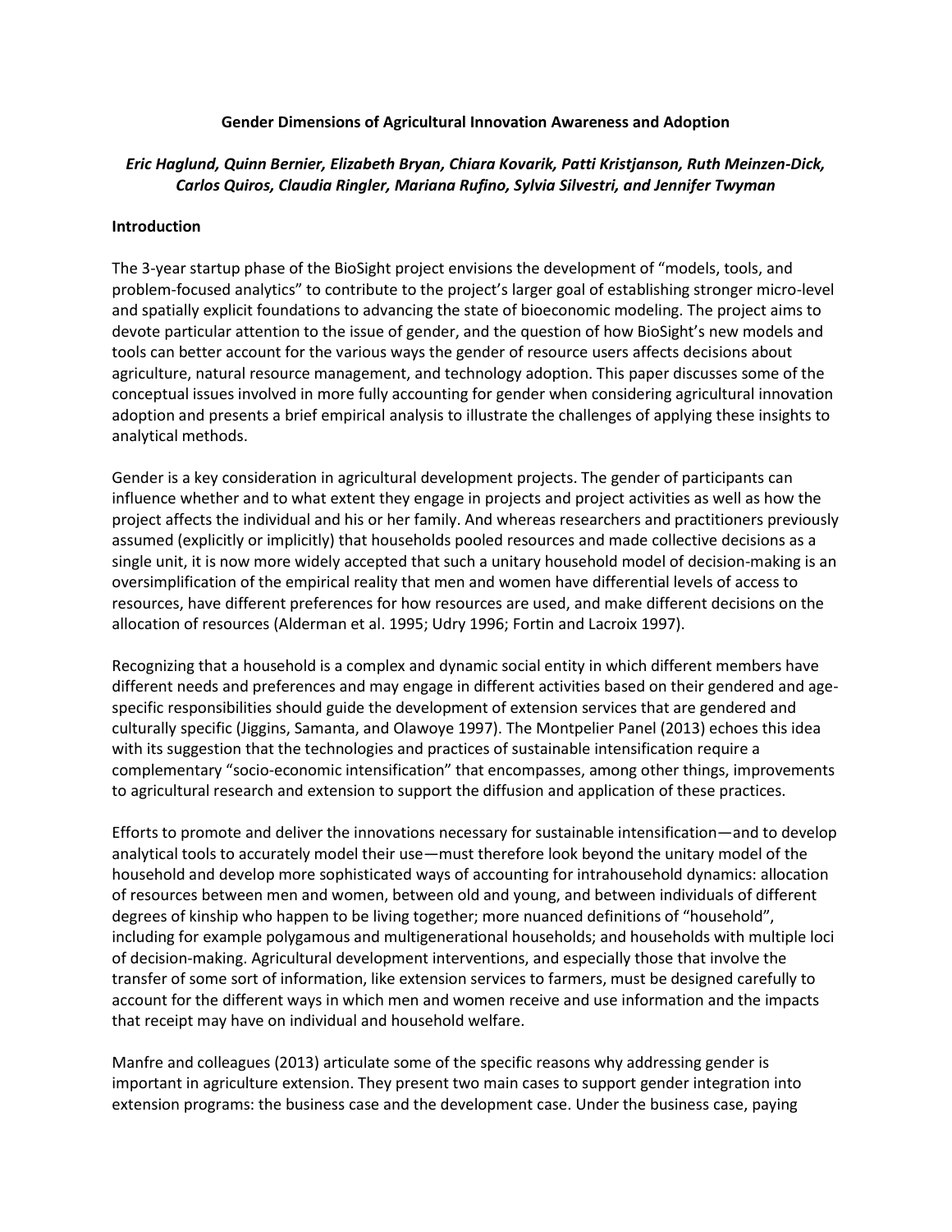# Gender Dimensions of Agricultural Innovation Awareness and Adoption

***Eric Haglund, Quinn Bernier, Elizabeth Bryan, Chiara Kovarik, Patti Kristjanson, Ruth Meinzen-Dick, Carlos Quiros, Claudia Ringler, Mariana Rufino, Sylvia Silvestri, and Jennifer Twyman***

## Introduction

The 3-year startup phase of the BioSight project envisions the development of "models, tools, and problem-focused analytics" to contribute to the project's larger goal of establishing stronger micro-level and spatially explicit foundations to advancing the state of bioeconomic modeling. The project aims to devote particular attention to the issue of gender, and the question of how BioSight's new models and tools can better account for the various ways the gender of resource users affects decisions about agriculture, natural resource management, and technology adoption. This paper discusses some of the conceptual issues involved in more fully accounting for gender when considering agricultural innovation adoption and presents a brief empirical analysis to illustrate the challenges of applying these insights to analytical methods.

Gender is a key consideration in agricultural development projects. The gender of participants can influence whether and to what extent they engage in projects and project activities as well as how the project affects the individual and his or her family. And whereas researchers and practitioners previously assumed (explicitly or implicitly) that households pooled resources and made collective decisions as a single unit, it is now more widely accepted that such a unitary household model of decision-making is an oversimplification of the empirical reality that men and women have differential levels of access to resources, have different preferences for how resources are used, and make different decisions on the allocation of resources (Alderman et al. 1995; Udry 1996; Fortin and Lacroix 1997).

Recognizing that a household is a complex and dynamic social entity in which different members have different needs and preferences and may engage in different activities based on their gendered and age-specific responsibilities should guide the development of extension services that are gendered and culturally specific (Jiggins, Samanta, and Olawoye 1997). The Montpelier Panel (2013) echoes this idea with its suggestion that the technologies and practices of sustainable intensification require a complementary "socio-economic intensification" that encompasses, among other things, improvements to agricultural research and extension to support the diffusion and application of these practices.

Efforts to promote and deliver the innovations necessary for sustainable intensification—and to develop analytical tools to accurately model their use—must therefore look beyond the unitary model of the household and develop more sophisticated ways of accounting for intrahousehold dynamics: allocation of resources between men and women, between old and young, and between individuals of different degrees of kinship who happen to be living together; more nuanced definitions of "household", including for example polygamous and multigenerational households; and households with multiple loci of decision-making. Agricultural development interventions, and especially those that involve the transfer of some sort of information, like extension services to farmers, must be designed carefully to account for the different ways in which men and women receive and use information and the impacts that receipt may have on individual and household welfare.

Manfre and colleagues (2013) articulate some of the specific reasons why addressing gender is important in agriculture extension. They present two main cases to support gender integration into extension programs: the business case and the development case. Under the business case, paying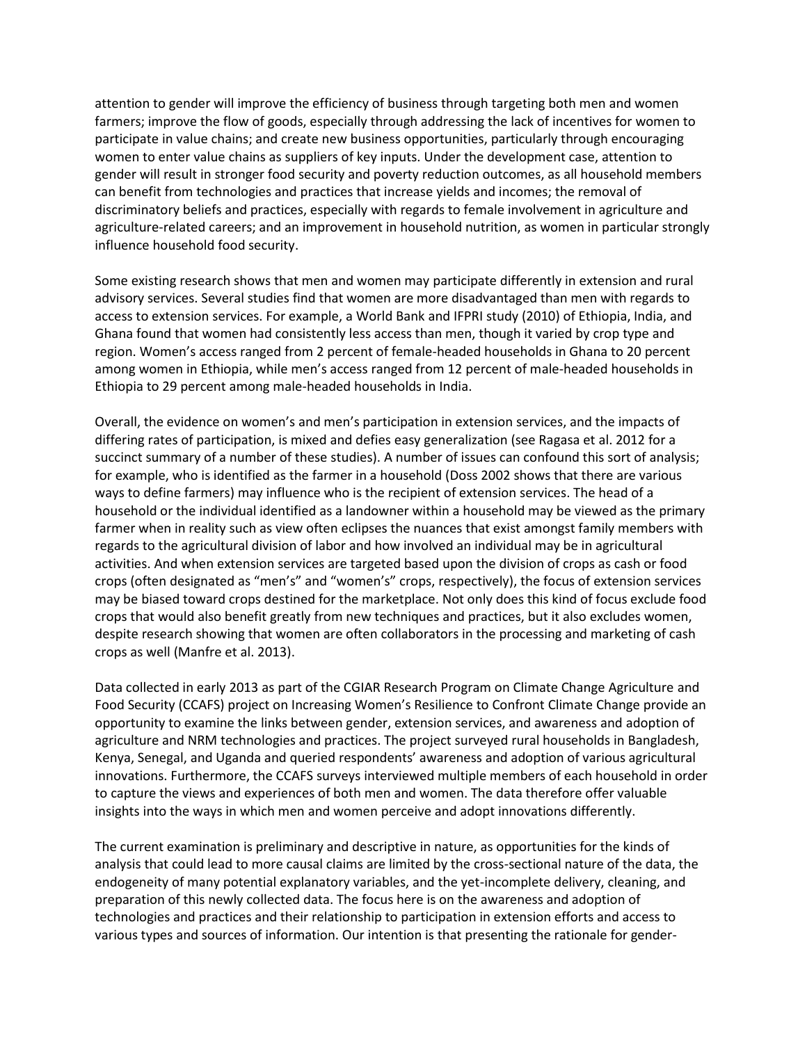attention to gender will improve the efficiency of business through targeting both men and women farmers; improve the flow of goods, especially through addressing the lack of incentives for women to participate in value chains; and create new business opportunities, particularly through encouraging women to enter value chains as suppliers of key inputs. Under the development case, attention to gender will result in stronger food security and poverty reduction outcomes, as all household members can benefit from technologies and practices that increase yields and incomes; the removal of discriminatory beliefs and practices, especially with regards to female involvement in agriculture and agriculture-related careers; and an improvement in household nutrition, as women in particular strongly influence household food security.

Some existing research shows that men and women may participate differently in extension and rural advisory services. Several studies find that women are more disadvantaged than men with regards to access to extension services. For example, a World Bank and IFPRI study (2010) of Ethiopia, India, and Ghana found that women had consistently less access than men, though it varied by crop type and region. Women's access ranged from 2 percent of female-headed households in Ghana to 20 percent among women in Ethiopia, while men's access ranged from 12 percent of male-headed households in Ethiopia to 29 percent among male-headed households in India.

Overall, the evidence on women's and men's participation in extension services, and the impacts of differing rates of participation, is mixed and defies easy generalization (see Ragasa et al. 2012 for a succinct summary of a number of these studies). A number of issues can confound this sort of analysis; for example, who is identified as the farmer in a household (Doss 2002 shows that there are various ways to define farmers) may influence who is the recipient of extension services. The head of a household or the individual identified as a landowner within a household may be viewed as the primary farmer when in reality such as view often eclipses the nuances that exist amongst family members with regards to the agricultural division of labor and how involved an individual may be in agricultural activities. And when extension services are targeted based upon the division of crops as cash or food crops (often designated as "men's" and "women's" crops, respectively), the focus of extension services may be biased toward crops destined for the marketplace. Not only does this kind of focus exclude food crops that would also benefit greatly from new techniques and practices, but it also excludes women, despite research showing that women are often collaborators in the processing and marketing of cash crops as well (Manfre et al. 2013).

Data collected in early 2013 as part of the CGIAR Research Program on Climate Change Agriculture and Food Security (CCAFS) project on Increasing Women's Resilience to Confront Climate Change provide an opportunity to examine the links between gender, extension services, and awareness and adoption of agriculture and NRM technologies and practices. The project surveyed rural households in Bangladesh, Kenya, Senegal, and Uganda and queried respondents' awareness and adoption of various agricultural innovations. Furthermore, the CCAFS surveys interviewed multiple members of each household in order to capture the views and experiences of both men and women. The data therefore offer valuable insights into the ways in which men and women perceive and adopt innovations differently.

The current examination is preliminary and descriptive in nature, as opportunities for the kinds of analysis that could lead to more causal claims are limited by the cross-sectional nature of the data, the endogeneity of many potential explanatory variables, and the yet-incomplete delivery, cleaning, and preparation of this newly collected data. The focus here is on the awareness and adoption of technologies and practices and their relationship to participation in extension efforts and access to various types and sources of information. Our intention is that presenting the rationale for gender-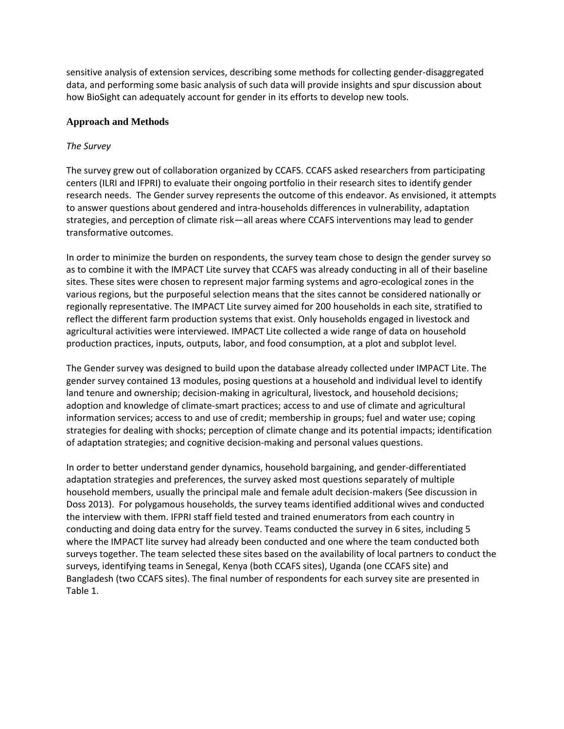sensitive analysis of extension services, describing some methods for collecting gender-disaggregated data, and performing some basic analysis of such data will provide insights and spur discussion about how BioSight can adequately account for gender in its efforts to develop new tools.

## Approach and Methods

### *The Survey*

The survey grew out of collaboration organized by CCAFS. CCAFS asked researchers from participating centers (ILRI and IFPRI) to evaluate their ongoing portfolio in their research sites to identify gender research needs. The Gender survey represents the outcome of this endeavor. As envisioned, it attempts to answer questions about gendered and intra-households differences in vulnerability, adaptation strategies, and perception of climate risk—all areas where CCAFS interventions may lead to gender transformative outcomes.

In order to minimize the burden on respondents, the survey team chose to design the gender survey so as to combine it with the IMPACT Lite survey that CCAFS was already conducting in all of their baseline sites. These sites were chosen to represent major farming systems and agro-ecological zones in the various regions, but the purposeful selection means that the sites cannot be considered nationally or regionally representative. The IMPACT Lite survey aimed for 200 households in each site, stratified to reflect the different farm production systems that exist. Only households engaged in livestock and agricultural activities were interviewed. IMPACT Lite collected a wide range of data on household production practices, inputs, outputs, labor, and food consumption, at a plot and subplot level.

The Gender survey was designed to build upon the database already collected under IMPACT Lite. The gender survey contained 13 modules, posing questions at a household and individual level to identify land tenure and ownership; decision-making in agricultural, livestock, and household decisions; adoption and knowledge of climate-smart practices; access to and use of climate and agricultural information services; access to and use of credit; membership in groups; fuel and water use; coping strategies for dealing with shocks; perception of climate change and its potential impacts; identification of adaptation strategies; and cognitive decision-making and personal values questions.

In order to better understand gender dynamics, household bargaining, and gender-differentiated adaptation strategies and preferences, the survey asked most questions separately of multiple household members, usually the principal male and female adult decision-makers (See discussion in Doss 2013). For polygamous households, the survey teams identified additional wives and conducted the interview with them. IFPRI staff field tested and trained enumerators from each country in conducting and doing data entry for the survey. Teams conducted the survey in 6 sites, including 5 where the IMPACT lite survey had already been conducted and one where the team conducted both surveys together. The team selected these sites based on the availability of local partners to conduct the surveys, identifying teams in Senegal, Kenya (both CCAFS sites), Uganda (one CCAFS site) and Bangladesh (two CCAFS sites). The final number of respondents for each survey site are presented in Table 1.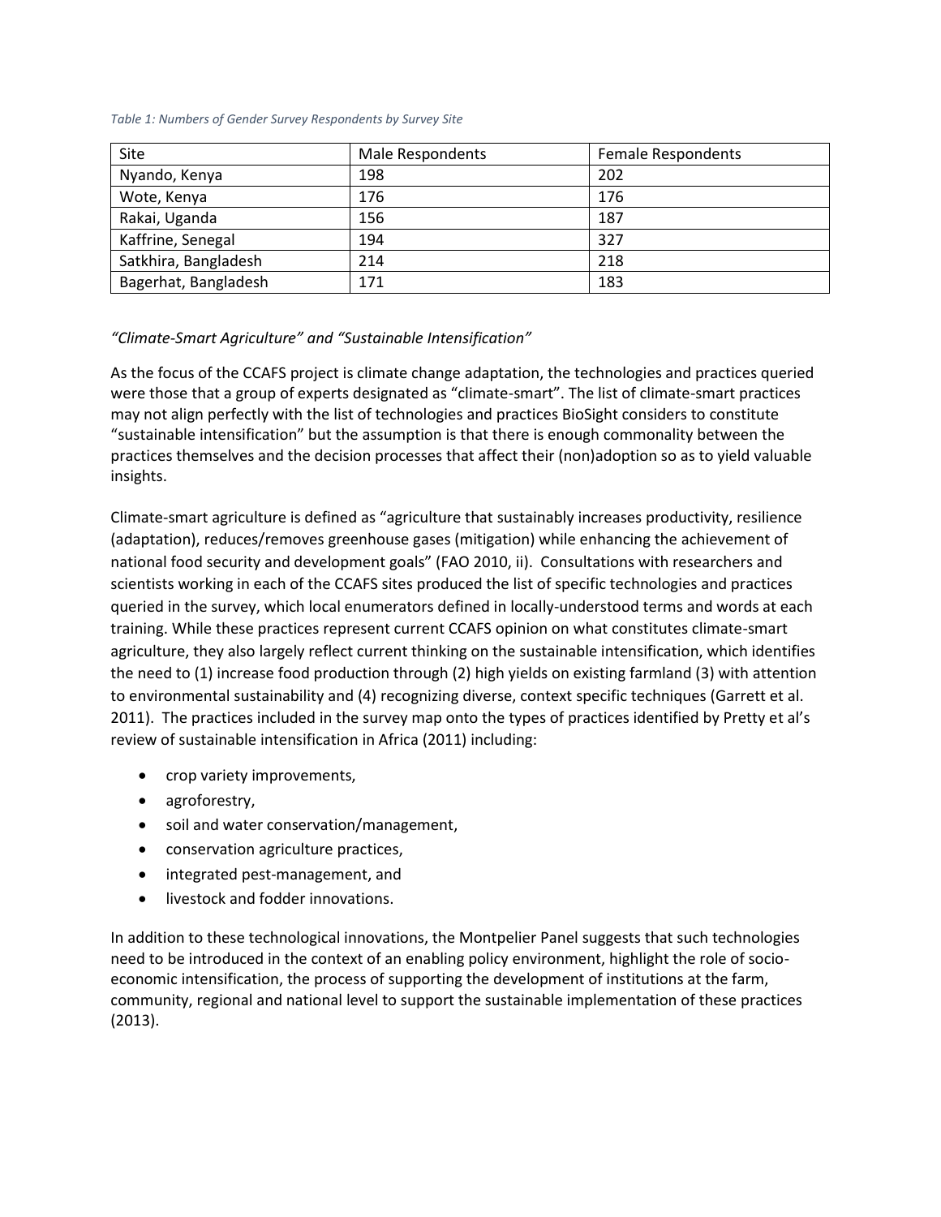*Table 1: Numbers of Gender Survey Respondents by Survey Site*

| Site | Male Respondents | Female Respondents |
|---|---|---|
| Nyando, Kenya | 198 | 202 |
| Wote, Kenya | 176 | 176 |
| Rakai, Uganda | 156 | 187 |
| Kaffrine, Senegal | 194 | 327 |
| Satkhira, Bangladesh | 214 | 218 |
| Bagerhat, Bangladesh | 171 | 183 |

### *"Climate-Smart Agriculture" and "Sustainable Intensification"*

As the focus of the CCAFS project is climate change adaptation, the technologies and practices queried were those that a group of experts designated as "climate-smart". The list of climate-smart practices may not align perfectly with the list of technologies and practices BioSight considers to constitute "sustainable intensification" but the assumption is that there is enough commonality between the practices themselves and the decision processes that affect their (non)adoption so as to yield valuable insights.

Climate-smart agriculture is defined as "agriculture that sustainably increases productivity, resilience (adaptation), reduces/removes greenhouse gases (mitigation) while enhancing the achievement of national food security and development goals" (FAO 2010, ii). Consultations with researchers and scientists working in each of the CCAFS sites produced the list of specific technologies and practices queried in the survey, which local enumerators defined in locally-understood terms and words at each training. While these practices represent current CCAFS opinion on what constitutes climate-smart agriculture, they also largely reflect current thinking on the sustainable intensification, which identifies the need to (1) increase food production through (2) high yields on existing farmland (3) with attention to environmental sustainability and (4) recognizing diverse, context specific techniques (Garrett et al. 2011). The practices included in the survey map onto the types of practices identified by Pretty et al's review of sustainable intensification in Africa (2011) including:

- crop variety improvements,
- agroforestry,
- soil and water conservation/management,
- conservation agriculture practices,
- integrated pest-management, and
- livestock and fodder innovations.

In addition to these technological innovations, the Montpelier Panel suggests that such technologies need to be introduced in the context of an enabling policy environment, highlight the role of socio-economic intensification, the process of supporting the development of institutions at the farm, community, regional and national level to support the sustainable implementation of these practices (2013).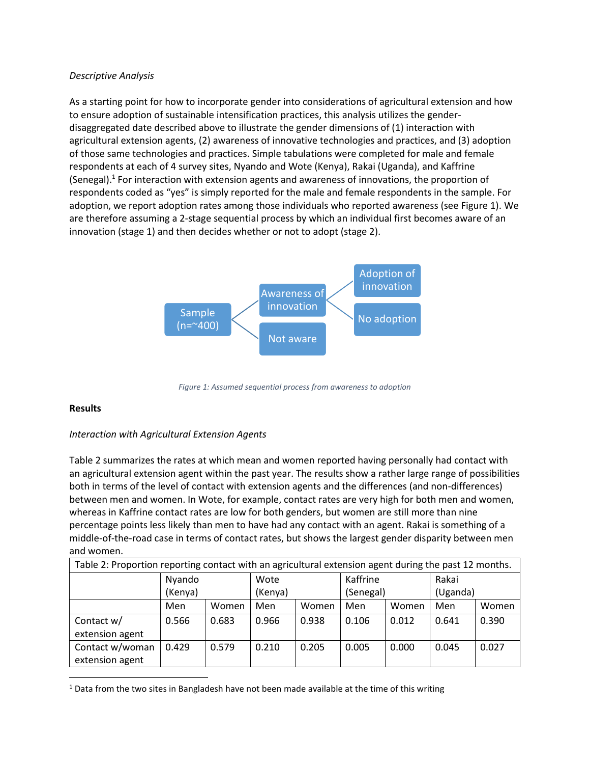*Descriptive Analysis*

As a starting point for how to incorporate gender into considerations of agricultural extension and how to ensure adoption of sustainable intensification practices, this analysis utilizes the gender-disaggregated date described above to illustrate the gender dimensions of (1) interaction with agricultural extension agents, (2) awareness of innovative technologies and practices, and (3) adoption of those same technologies and practices. Simple tabulations were completed for male and female respondents at each of 4 survey sites, Nyando and Wote (Kenya), Rakai (Uganda), and Kaffrine (Senegal).[1] For interaction with extension agents and awareness of innovations, the proportion of respondents coded as "yes" is simply reported for the male and female respondents in the sample. For adoption, we report adoption rates among those individuals who reported awareness (see Figure 1). We are therefore assuming a 2-stage sequential process by which an individual first becomes aware of an innovation (stage 1) and then decides whether or not to adopt (stage 2).

Sample (n=~400) → Awareness of innovation → Adoption of innovation / No adoption
Sample (n=~400) → Not aware

*Figure 1: Assumed sequential process from awareness to adoption*

**Results**

*Interaction with Agricultural Extension Agents*

Table 2 summarizes the rates at which mean and women reported having personally had contact with an agricultural extension agent within the past year. The results show a rather large range of possibilities both in terms of the level of contact with extension agents and the differences (and non-differences) between men and women. In Wote, for example, contact rates are very high for both men and women, whereas in Kaffrine contact rates are low for both genders, but women are still more than nine percentage points less likely than men to have had any contact with an agent. Rakai is something of a middle-of-the-road case in terms of contact rates, but shows the largest gender disparity between men and women.

Table 2: Proportion reporting contact with an agricultural extension agent during the past 12 months.

| | Nyando (Kenya) | | Wote (Kenya) | | Kaffrine (Senegal) | | Rakai (Uganda) | |
|---|---|---|---|---|---|---|---|---|
| | Men | Women | Men | Women | Men | Women | Men | Women |
| Contact w/ extension agent | 0.566 | 0.683 | 0.966 | 0.938 | 0.106 | 0.012 | 0.641 | 0.390 |
| Contact w/woman extension agent | 0.429 | 0.579 | 0.210 | 0.205 | 0.005 | 0.000 | 0.045 | 0.027 |

[1] Data from the two sites in Bangladesh have not been made available at the time of this writing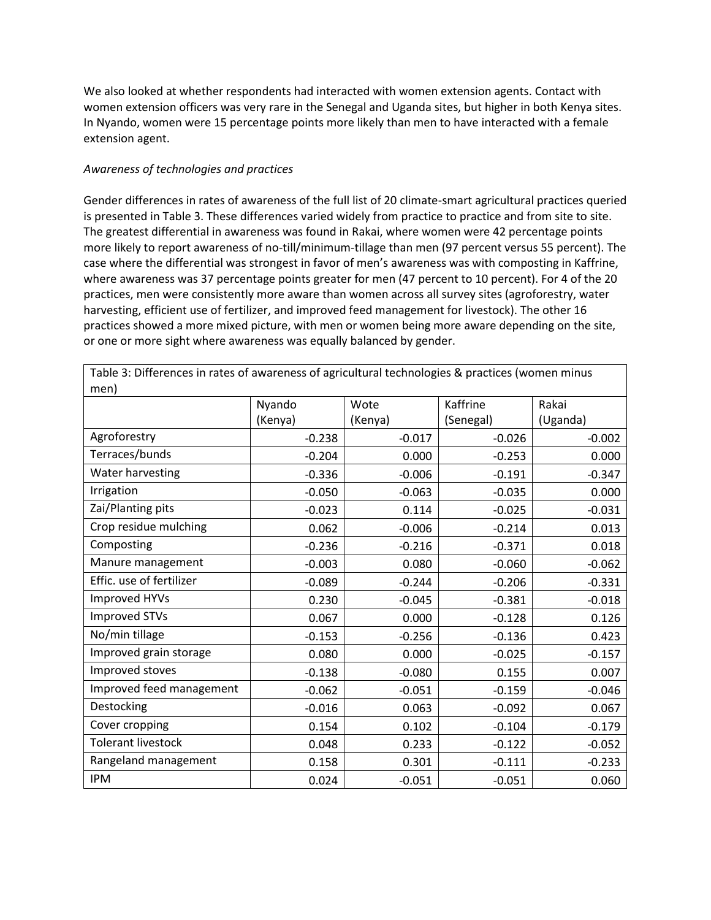We also looked at whether respondents had interacted with women extension agents. Contact with women extension officers was very rare in the Senegal and Uganda sites, but higher in both Kenya sites. In Nyando, women were 15 percentage points more likely than men to have interacted with a female extension agent.

*Awareness of technologies and practices*

Gender differences in rates of awareness of the full list of 20 climate-smart agricultural practices queried is presented in Table 3. These differences varied widely from practice to practice and from site to site. The greatest differential in awareness was found in Rakai, where women were 42 percentage points more likely to report awareness of no-till/minimum-tillage than men (97 percent versus 55 percent). The case where the differential was strongest in favor of men's awareness was with composting in Kaffrine, where awareness was 37 percentage points greater for men (47 percent to 10 percent). For 4 of the 20 practices, men were consistently more aware than women across all survey sites (agroforestry, water harvesting, efficient use of fertilizer, and improved feed management for livestock). The other 16 practices showed a more mixed picture, with men or women being more aware depending on the site, or one or more sight where awareness was equally balanced by gender.

Table 3: Differences in rates of awareness of agricultural technologies & practices (women minus men)

| | Nyando (Kenya) | Wote (Kenya) | Kaffrine (Senegal) | Rakai (Uganda) |
|---|---|---|---|---|
| Agroforestry | -0.238 | -0.017 | -0.026 | -0.002 |
| Terraces/bunds | -0.204 | 0.000 | -0.253 | 0.000 |
| Water harvesting | -0.336 | -0.006 | -0.191 | -0.347 |
| Irrigation | -0.050 | -0.063 | -0.035 | 0.000 |
| Zai/Planting pits | -0.023 | 0.114 | -0.025 | -0.031 |
| Crop residue mulching | 0.062 | -0.006 | -0.214 | 0.013 |
| Composting | -0.236 | -0.216 | -0.371 | 0.018 |
| Manure management | -0.003 | 0.080 | -0.060 | -0.062 |
| Effic. use of fertilizer | -0.089 | -0.244 | -0.206 | -0.331 |
| Improved HYVs | 0.230 | -0.045 | -0.381 | -0.018 |
| Improved STVs | 0.067 | 0.000 | -0.128 | 0.126 |
| No/min tillage | -0.153 | -0.256 | -0.136 | 0.423 |
| Improved grain storage | 0.080 | 0.000 | -0.025 | -0.157 |
| Improved stoves | -0.138 | -0.080 | 0.155 | 0.007 |
| Improved feed management | -0.062 | -0.051 | -0.159 | -0.046 |
| Destocking | -0.016 | 0.063 | -0.092 | 0.067 |
| Cover cropping | 0.154 | 0.102 | -0.104 | -0.179 |
| Tolerant livestock | 0.048 | 0.233 | -0.122 | -0.052 |
| Rangeland management | 0.158 | 0.301 | -0.111 | -0.233 |
| IPM | 0.024 | -0.051 | -0.051 | 0.060 |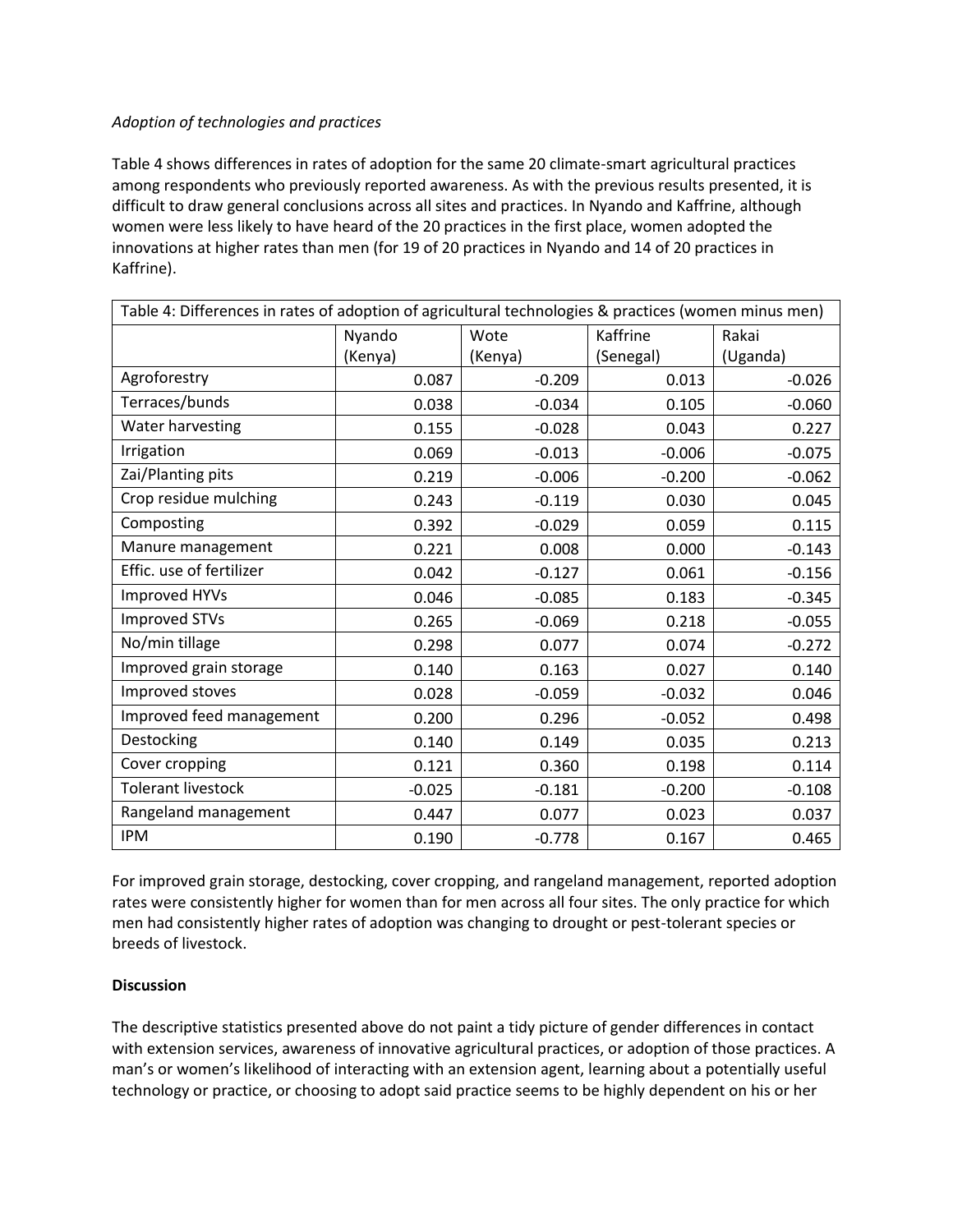*Adoption of technologies and practices*

Table 4 shows differences in rates of adoption for the same 20 climate-smart agricultural practices among respondents who previously reported awareness. As with the previous results presented, it is difficult to draw general conclusions across all sites and practices. In Nyando and Kaffrine, although women were less likely to have heard of the 20 practices in the first place, women adopted the innovations at higher rates than men (for 19 of 20 practices in Nyando and 14 of 20 practices in Kaffrine).

| Table 4: Differences in rates of adoption of agricultural technologies & practices (women minus men) | | | | |
|---|---|---|---|---|
| | Nyando (Kenya) | Wote (Kenya) | Kaffrine (Senegal) | Rakai (Uganda) |
| Agroforestry | 0.087 | -0.209 | 0.013 | -0.026 |
| Terraces/bunds | 0.038 | -0.034 | 0.105 | -0.060 |
| Water harvesting | 0.155 | -0.028 | 0.043 | 0.227 |
| Irrigation | 0.069 | -0.013 | -0.006 | -0.075 |
| Zai/Planting pits | 0.219 | -0.006 | -0.200 | -0.062 |
| Crop residue mulching | 0.243 | -0.119 | 0.030 | 0.045 |
| Composting | 0.392 | -0.029 | 0.059 | 0.115 |
| Manure management | 0.221 | 0.008 | 0.000 | -0.143 |
| Effic. use of fertilizer | 0.042 | -0.127 | 0.061 | -0.156 |
| Improved HYVs | 0.046 | -0.085 | 0.183 | -0.345 |
| Improved STVs | 0.265 | -0.069 | 0.218 | -0.055 |
| No/min tillage | 0.298 | 0.077 | 0.074 | -0.272 |
| Improved grain storage | 0.140 | 0.163 | 0.027 | 0.140 |
| Improved stoves | 0.028 | -0.059 | -0.032 | 0.046 |
| Improved feed management | 0.200 | 0.296 | -0.052 | 0.498 |
| Destocking | 0.140 | 0.149 | 0.035 | 0.213 |
| Cover cropping | 0.121 | 0.360 | 0.198 | 0.114 |
| Tolerant livestock | -0.025 | -0.181 | -0.200 | -0.108 |
| Rangeland management | 0.447 | 0.077 | 0.023 | 0.037 |
| IPM | 0.190 | -0.778 | 0.167 | 0.465 |

For improved grain storage, destocking, cover cropping, and rangeland management, reported adoption rates were consistently higher for women than for men across all four sites. The only practice for which men had consistently higher rates of adoption was changing to drought or pest-tolerant species or breeds of livestock.

**Discussion**

The descriptive statistics presented above do not paint a tidy picture of gender differences in contact with extension services, awareness of innovative agricultural practices, or adoption of those practices. A man's or women's likelihood of interacting with an extension agent, learning about a potentially useful technology or practice, or choosing to adopt said practice seems to be highly dependent on his or her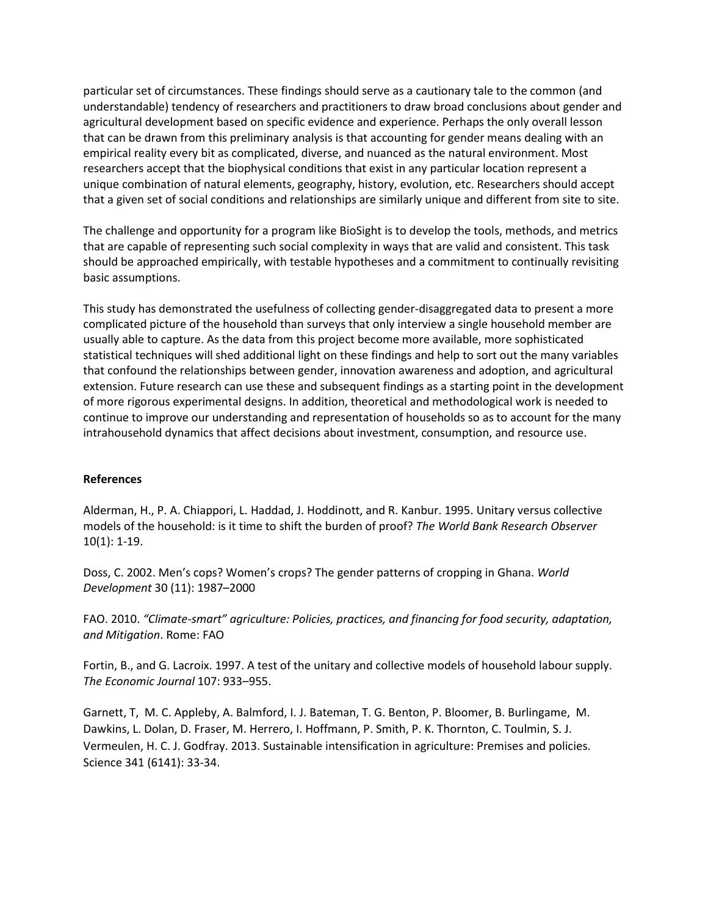particular set of circumstances. These findings should serve as a cautionary tale to the common (and understandable) tendency of researchers and practitioners to draw broad conclusions about gender and agricultural development based on specific evidence and experience. Perhaps the only overall lesson that can be drawn from this preliminary analysis is that accounting for gender means dealing with an empirical reality every bit as complicated, diverse, and nuanced as the natural environment. Most researchers accept that the biophysical conditions that exist in any particular location represent a unique combination of natural elements, geography, history, evolution, etc. Researchers should accept that a given set of social conditions and relationships are similarly unique and different from site to site.

The challenge and opportunity for a program like BioSight is to develop the tools, methods, and metrics that are capable of representing such social complexity in ways that are valid and consistent. This task should be approached empirically, with testable hypotheses and a commitment to continually revisiting basic assumptions.

This study has demonstrated the usefulness of collecting gender-disaggregated data to present a more complicated picture of the household than surveys that only interview a single household member are usually able to capture. As the data from this project become more available, more sophisticated statistical techniques will shed additional light on these findings and help to sort out the many variables that confound the relationships between gender, innovation awareness and adoption, and agricultural extension. Future research can use these and subsequent findings as a starting point in the development of more rigorous experimental designs. In addition, theoretical and methodological work is needed to continue to improve our understanding and representation of households so as to account for the many intrahousehold dynamics that affect decisions about investment, consumption, and resource use.

**References**

Alderman, H., P. A. Chiappori, L. Haddad, J. Hoddinott, and R. Kanbur. 1995. Unitary versus collective models of the household: is it time to shift the burden of proof? *The World Bank Research Observer* 10(1): 1-19.

Doss, C. 2002. Men's cops? Women's crops? The gender patterns of cropping in Ghana. *World Development* 30 (11): 1987–2000

FAO. 2010. *"Climate-smart" agriculture: Policies, practices, and financing for food security, adaptation, and Mitigation*. Rome: FAO

Fortin, B., and G. Lacroix. 1997. A test of the unitary and collective models of household labour supply. *The Economic Journal* 107: 933–955.

Garnett, T, M. C. Appleby, A. Balmford, I. J. Bateman, T. G. Benton, P. Bloomer, B. Burlingame, M. Dawkins, L. Dolan, D. Fraser, M. Herrero, I. Hoffmann, P. Smith, P. K. Thornton, C. Toulmin, S. J. Vermeulen, H. C. J. Godfray. 2013. Sustainable intensification in agriculture: Premises and policies. Science 341 (6141): 33-34.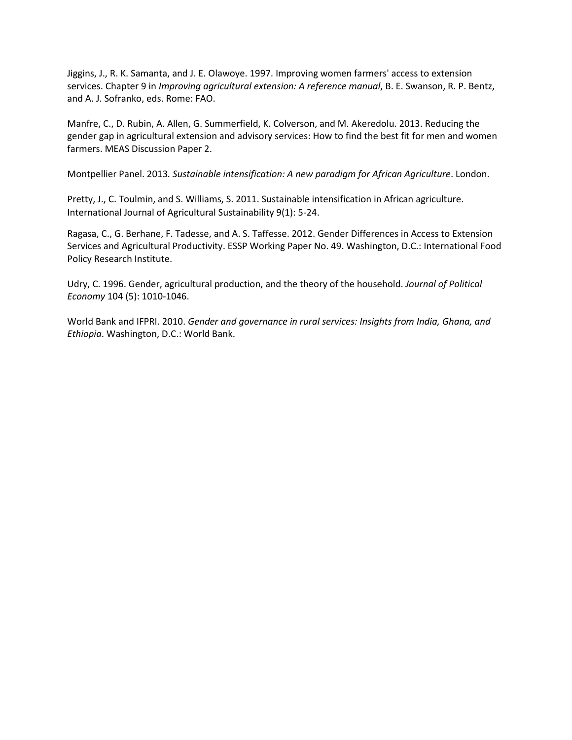Jiggins, J., R. K. Samanta, and J. E. Olawoye. 1997. Improving women farmers' access to extension services. Chapter 9 in *Improving agricultural extension: A reference manual*, B. E. Swanson, R. P. Bentz, and A. J. Sofranko, eds. Rome: FAO.

Manfre, C., D. Rubin, A. Allen, G. Summerfield, K. Colverson, and M. Akeredolu. 2013. Reducing the gender gap in agricultural extension and advisory services: How to find the best fit for men and women farmers. MEAS Discussion Paper 2.

Montpellier Panel. 2013*. Sustainable intensification: A new paradigm for African Agriculture*. London.

Pretty, J., C. Toulmin, and S. Williams, S. 2011. Sustainable intensification in African agriculture. International Journal of Agricultural Sustainability 9(1): 5-24.

Ragasa, C., G. Berhane, F. Tadesse, and A. S. Taffesse. 2012. Gender Differences in Access to Extension Services and Agricultural Productivity. ESSP Working Paper No. 49. Washington, D.C.: International Food Policy Research Institute.

Udry, C. 1996. Gender, agricultural production, and the theory of the household. *Journal of Political Economy* 104 (5): 1010-1046.

World Bank and IFPRI. 2010. *Gender and governance in rural services: Insights from India, Ghana, and Ethiopia*. Washington, D.C.: World Bank.